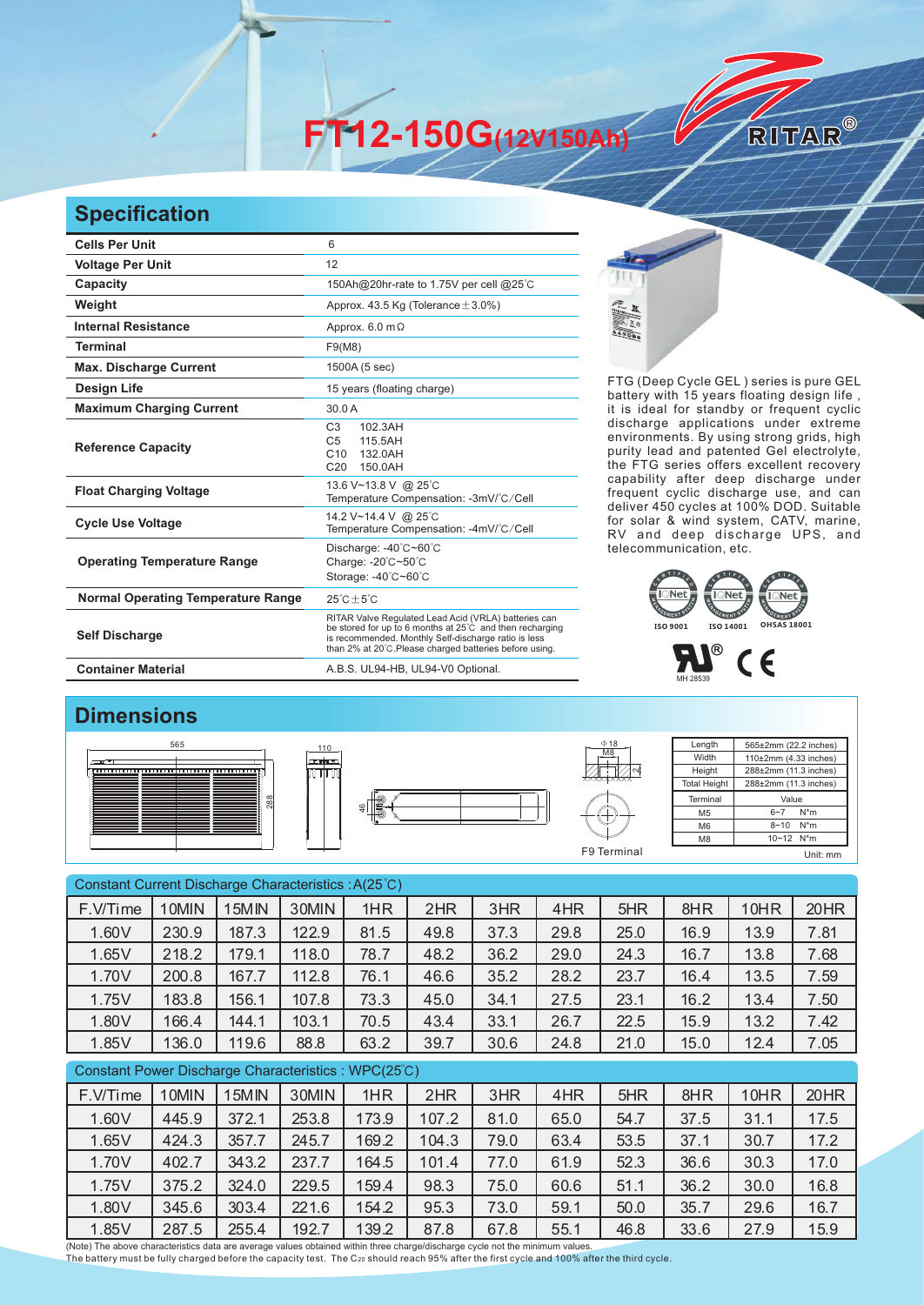# FT12-150G(12V150Ah)

RITAR®

## Specification

| | |
|---|---|
| **Cells Per Unit** | 6 |
| **Voltage Per Unit** | 12 |
| **Capacity** | 150Ah@20hr-rate to 1.75V per cell @25°C |
| **Weight** | Approx. 43.5 Kg (Tolerance±3.0%) |
| **Internal Resistance** | Approx. 6.0 mΩ |
| **Terminal** | F9(M8) |
| **Max. Discharge Current** | 1500A (5 sec) |
| **Design Life** | 15 years (floating charge) |
| **Maximum Charging Current** | 30.0 A |
| **Reference Capacity** | C3 102.3AH<br>C5 115.5AH<br>C10 132.0AH<br>C20 150.0AH |
| **Float Charging Voltage** | 13.6 V~13.8 V @ 25°C<br>Temperature Compensation: -3mV/°C/Cell |
| **Cycle Use Voltage** | 14.2 V~14.4 V @ 25°C<br>Temperature Compensation: -4mV/°C/Cell |
| **Operating Temperature Range** | Discharge: -40°C~60°C<br>Charge: -20°C~50°C<br>Storage: -40°C~60°C |
| **Normal Operating Temperature Range** | 25°C±5°C |
| **Self Discharge** | RITAR Valve Regulated Lead Acid (VRLA) batteries can be stored for up to 6 months at 25°C and then recharging is recommended. Monthly Self-discharge ratio is less than 2% at 20°C.Please charged batteries before using. |
| **Container Material** | A.B.S. UL94-HB, UL94-V0 Optional. |

FTG (Deep Cycle GEL ) series is pure GEL battery with 15 years floating design life , it is ideal for standby or frequent cyclic discharge applications under extreme environments. By using strong grids, high purity lead and patented Gel electrolyte, the FTG series offers excellent recovery capability after deep discharge under frequent cyclic discharge use, and can deliver 450 cycles at 100% DOD. Suitable for solar & wind system, CATV, marine, RV and deep discharge UPS, and telecommunication, etc.

ISO 9001 ISO 14001 OHSAS 18001

MH 28539

## Dimensions

565 110 288 46 Φ18 M8

F9 Terminal

| Length | 565±2mm (22.2 inches) |
|---|---|
| Width | 110±2mm (4.33 inches) |
| Height | 288±2mm (11.3 inches) |
| Total Height | 288±2mm (11.3 inches) |
| Terminal | Value |
| M5 | 6~7 N*m |
| M6 | 8~10 N*m |
| M8 | 10~12 N*m |

Unit: mm

Constant Current Discharge Characteristics : A(25°C)

| F.V/Time | 10MIN | 15MIN | 30MIN | 1HR | 2HR | 3HR | 4HR | 5HR | 8HR | 10HR | 20HR |
|---|---|---|---|---|---|---|---|---|---|---|---|
| 1.60V | 230.9 | 187.3 | 122.9 | 81.5 | 49.8 | 37.3 | 29.8 | 25.0 | 16.9 | 13.9 | 7.81 |
| 1.65V | 218.2 | 179.1 | 118.0 | 78.7 | 48.2 | 36.2 | 29.0 | 24.3 | 16.7 | 13.8 | 7.68 |
| 1.70V | 200.8 | 167.7 | 112.8 | 76.1 | 46.6 | 35.2 | 28.2 | 23.7 | 16.4 | 13.5 | 7.59 |
| 1.75V | 183.8 | 156.1 | 107.8 | 73.3 | 45.0 | 34.1 | 27.5 | 23.1 | 16.2 | 13.4 | 7.50 |
| 1.80V | 166.4 | 144.1 | 103.1 | 70.5 | 43.4 | 33.1 | 26.7 | 22.5 | 15.9 | 13.2 | 7.42 |
| 1.85V | 136.0 | 119.6 | 88.8 | 63.2 | 39.7 | 30.6 | 24.8 | 21.0 | 15.0 | 12.4 | 7.05 |

Constant Power Discharge Characteristics : WPC(25°C)

| F.V/Time | 10MIN | 15MIN | 30MIN | 1HR | 2HR | 3HR | 4HR | 5HR | 8HR | 10HR | 20HR |
|---|---|---|---|---|---|---|---|---|---|---|---|
| 1.60V | 445.9 | 372.1 | 253.8 | 173.9 | 107.2 | 81.0 | 65.0 | 54.7 | 37.5 | 31.1 | 17.5 |
| 1.65V | 424.3 | 357.7 | 245.7 | 169.2 | 104.3 | 79.0 | 63.4 | 53.5 | 37.1 | 30.7 | 17.2 |
| 1.70V | 402.7 | 343.2 | 237.7 | 164.5 | 101.4 | 77.0 | 61.9 | 52.3 | 36.6 | 30.3 | 17.0 |
| 1.75V | 375.2 | 324.0 | 229.5 | 159.4 | 98.3 | 75.0 | 60.6 | 51.1 | 36.2 | 30.0 | 16.8 |
| 1.80V | 345.6 | 303.4 | 221.6 | 154.2 | 95.3 | 73.0 | 59.1 | 50.0 | 35.7 | 29.6 | 16.7 |
| 1.85V | 287.5 | 255.4 | 192.7 | 139.2 | 87.8 | 67.8 | 55.1 | 46.8 | 33.6 | 27.9 | 15.9 |

(Note) The above characteristics data are average values obtained within three charge/discharge cycle not the minimum values.
The battery must be fully charged before the capacity test. The $C_{20}$ should reach 95% after the first cycle and 100% after the third cycle.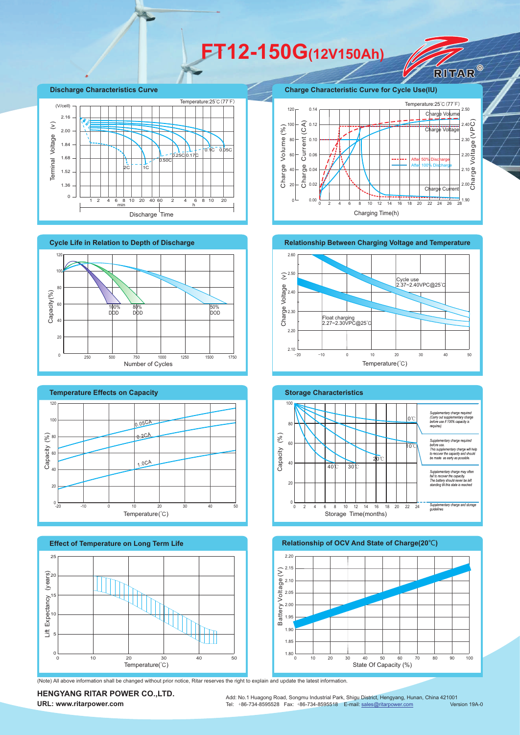# FT12-150G(12V150Ah)

RITAR®

## Discharge Characteristics Curve

Temperature:25℃(77℉)

(V/cell)

Terminal Voltage (v)

2.16
2.00
1.84
1.68
1.52
1.36
0

2C 1C 0.50C 0.25C 0.17C 0.1C 0.05C

1 2 4 6 8 10 20 40 60 2 4 6 8 10 20

min h

Discharge Time

## Charge Characteristic Curve for Cycle Use(IU)

Temperature:25℃(77℉)

Charge Volume (%) 0 20 40 60 80 100 120

Charge Current (CA) 0.00 0.02 0.04 0.06 0.08 0.10 0.12 0.14

Charge Voltage (VPC) 1.90 2.00 2.10 2.20 2.30 2.40 2.50

Charge Volume

Charge Voltage

After 50% Discharge

After 100% Discharge

Charge Current

0 2 4 6 8 10 12 14 16 18 20 22 24 26 28

Charging Time(h)

## Cycle Life in Relation to Depth of Discharge

Capacity(%) 0 20 40 60 80 100 120

100% DOD

80% DOD

50% DOD

250 500 750 1000 1250 1500 1750

Number of Cycles

## Relationship Between Charging Voltage and Temperature

Charge Voltage (v) 2.10 2.20 2.30 2.40 2.50 2.60

Cycle use 2.37~2.40VPC@25℃

Float charging 2.27~2.30VPC@25℃

−20 −10 0 10 20 30 40 50

Temperature(℃)

## Temperature Effects on Capacity

Capacity (%) 0 20 40 60 80 100 120

0.05CA

0.2CA

1.0CA

-20 -10 0 10 20 30 40 50

Temperature(℃)

## Storage Characteristics

Capacity (%) 0 20 40 60 80 100

0℃

10℃

20℃

40℃

30℃

Supplementary charge required (Carry out supplementary charge before use if 100% capacity is requires)

Supplementary charge required before use. This supplementary charge will help to recover the capacity and should be made as early as possible.

Supplementary charge may often fail to recover the capacity. The battery should never be left standing till this state is reached

Supplementary charge and storage guidelines

0 2 4 6 8 10 12 14 16 18 20 22 24

Storage Time(months)

## Effect of Temperature on Long Term Life

Lift Expectancy (years) 0 5 10 15 20 25

0 10 20 30 40 50

Temperature(℃)

## Relationship of OCV And State of Charge(20℃)

Battery Voltage (V) 1.80 1.85 1.90 1.95 2.00 2.05 2.10 2.15 2.20

0 10 20 30 40 50 60 70 80 90 100

State Of Capacity (%)

(Note) All above information shall be changed without prior notice, Ritar reserves the right to explain and update the latest information.

**HENGYANG RITAR POWER CO.,LTD.**

**URL: www.ritarpower.com**

Add: No.1 Huagong Road, Songmu Industrial Park, Shigu District, Hengyang, Hunan, China 421001

Tel: +86-734-8595528 Fax: +86-734-8595518 E-mail: sales@ritarpower.com

Version 19A-0